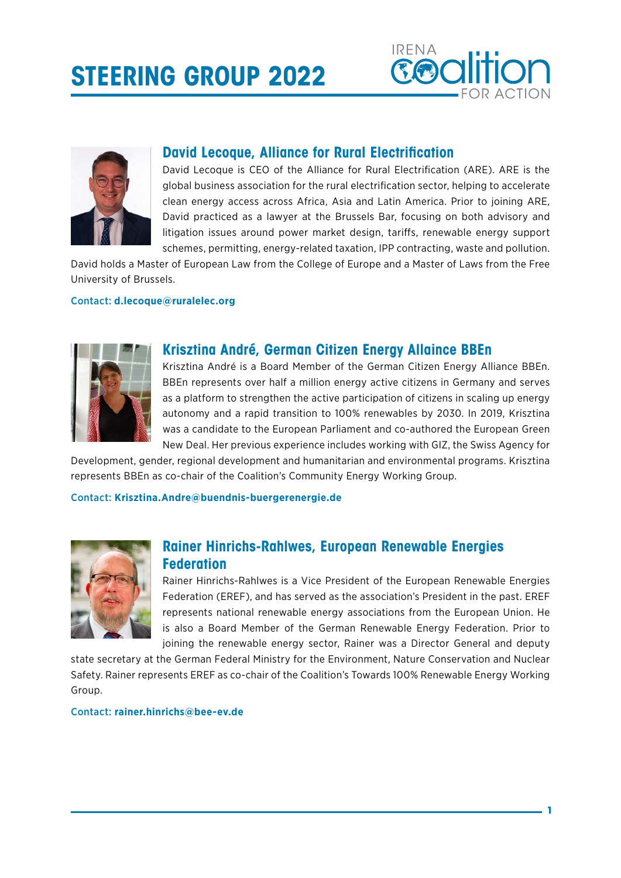# STEERING GROUP 2022

## David Lecoque, Alliance for Rural Electrification

David Lecoque is CEO of the Alliance for Rural Electrification (ARE). ARE is the global business association for the rural electrification sector, helping to accelerate clean energy access across Africa, Asia and Latin America. Prior to joining ARE, David practiced as a lawyer at the Brussels Bar, focusing on both advisory and litigation issues around power market design, tariffs, renewable energy support schemes, permitting, energy-related taxation, IPP contracting, waste and pollution. David holds a Master of European Law from the College of Europe and a Master of Laws from the Free University of Brussels.

Contact: **d.lecoque@ruralelec.org**

## Krisztina André, German Citizen Energy Allaince BBEn

Krisztina André is a Board Member of the German Citizen Energy Alliance BBEn. BBEn represents over half a million energy active citizens in Germany and serves as a platform to strengthen the active participation of citizens in scaling up energy autonomy and a rapid transition to 100% renewables by 2030. In 2019, Krisztina was a candidate to the European Parliament and co-authored the European Green New Deal. Her previous experience includes working with GIZ, the Swiss Agency for Development, gender, regional development and humanitarian and environmental programs. Krisztina represents BBEn as co-chair of the Coalition's Community Energy Working Group.

Contact: **Krisztina.Andre@buendnis-buergerenergie.de**

## Rainer Hinrichs-Rahlwes, European Renewable Energies Federation

Rainer Hinrichs-Rahlwes is a Vice President of the European Renewable Energies Federation (EREF), and has served as the association's President in the past. EREF represents national renewable energy associations from the European Union. He is also a Board Member of the German Renewable Energy Federation. Prior to joining the renewable energy sector, Rainer was a Director General and deputy state secretary at the German Federal Ministry for the Environment, Nature Conservation and Nuclear Safety. Rainer represents EREF as co-chair of the Coalition's Towards 100% Renewable Energy Working Group.

Contact: **rainer.hinrichs@bee-ev.de**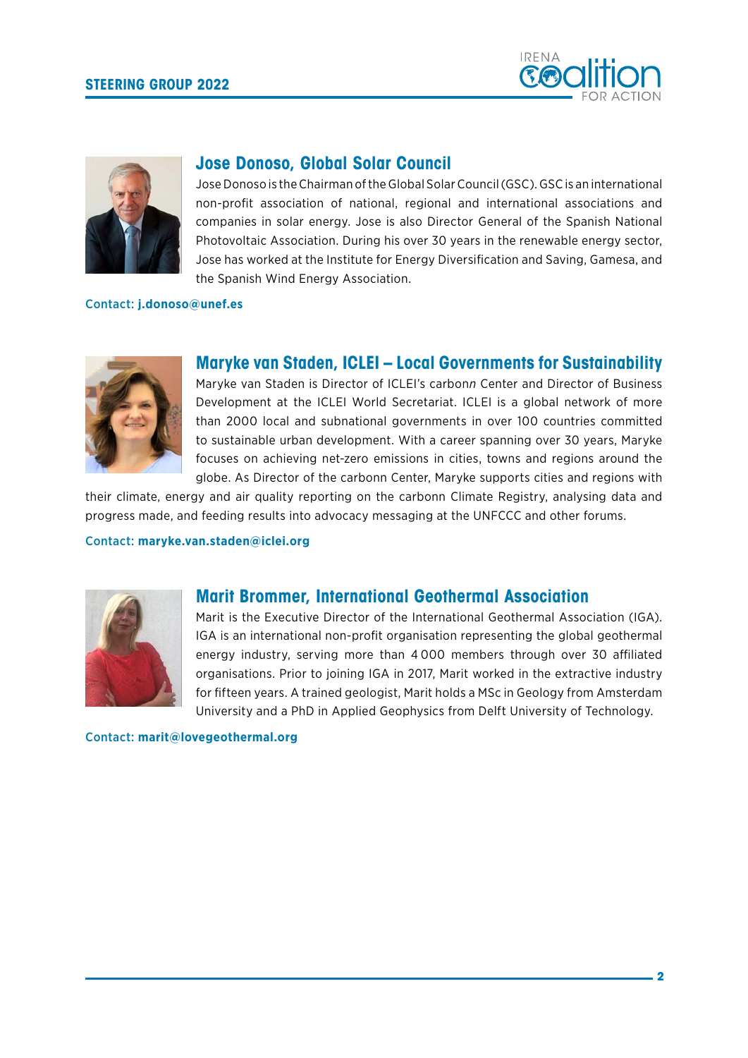## Jose Donoso, Global Solar Council

Jose Donoso is the Chairman of the Global Solar Council (GSC). GSC is an international non-profit association of national, regional and international associations and companies in solar energy. Jose is also Director General of the Spanish National Photovoltaic Association. During his over 30 years in the renewable energy sector, Jose has worked at the Institute for Energy Diversification and Saving, Gamesa, and the Spanish Wind Energy Association.

Contact: **j.donoso@unef.es**

## Maryke van Staden, ICLEI – Local Governments for Sustainability

Maryke van Staden is Director of ICLEI's carbon*n* Center and Director of Business Development at the ICLEI World Secretariat. ICLEI is a global network of more than 2000 local and subnational governments in over 100 countries committed to sustainable urban development. With a career spanning over 30 years, Maryke focuses on achieving net-zero emissions in cities, towns and regions around the globe. As Director of the carbonn Center, Maryke supports cities and regions with their climate, energy and air quality reporting on the carbonn Climate Registry, analysing data and progress made, and feeding results into advocacy messaging at the UNFCCC and other forums.

Contact: **maryke.van.staden@iclei.org**

## Marit Brommer, International Geothermal Association

Marit is the Executive Director of the International Geothermal Association (IGA). IGA is an international non-profit organisation representing the global geothermal energy industry, serving more than 4 000 members through over 30 affiliated organisations. Prior to joining IGA in 2017, Marit worked in the extractive industry for fifteen years. A trained geologist, Marit holds a MSc in Geology from Amsterdam University and a PhD in Applied Geophysics from Delft University of Technology.

Contact: **marit@lovegeothermal.org**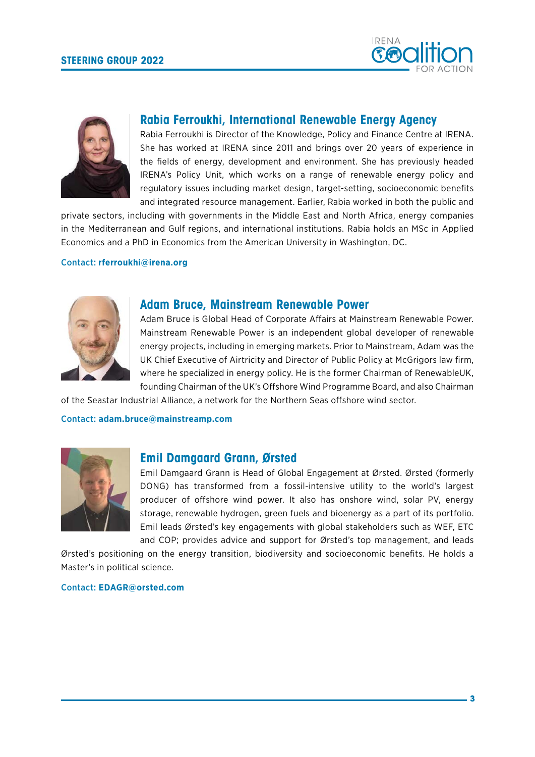## Rabia Ferroukhi, International Renewable Energy Agency

Rabia Ferroukhi is Director of the Knowledge, Policy and Finance Centre at IRENA. She has worked at IRENA since 2011 and brings over 20 years of experience in the fields of energy, development and environment. She has previously headed IRENA's Policy Unit, which works on a range of renewable energy policy and regulatory issues including market design, target-setting, socioeconomic benefits and integrated resource management. Earlier, Rabia worked in both the public and private sectors, including with governments in the Middle East and North Africa, energy companies in the Mediterranean and Gulf regions, and international institutions. Rabia holds an MSc in Applied Economics and a PhD in Economics from the American University in Washington, DC.

Contact: **rferroukhi@irena.org**

## Adam Bruce, Mainstream Renewable Power

Adam Bruce is Global Head of Corporate Affairs at Mainstream Renewable Power. Mainstream Renewable Power is an independent global developer of renewable energy projects, including in emerging markets. Prior to Mainstream, Adam was the UK Chief Executive of Airtricity and Director of Public Policy at McGrigors law firm, where he specialized in energy policy. He is the former Chairman of RenewableUK, founding Chairman of the UK's Offshore Wind Programme Board, and also Chairman of the Seastar Industrial Alliance, a network for the Northern Seas offshore wind sector.

Contact: **adam.bruce@mainstreamp.com**

## Emil Damgaard Grann, Ørsted

Emil Damgaard Grann is Head of Global Engagement at Ørsted. Ørsted (formerly DONG) has transformed from a fossil-intensive utility to the world's largest producer of offshore wind power. It also has onshore wind, solar PV, energy storage, renewable hydrogen, green fuels and bioenergy as a part of its portfolio. Emil leads Ørsted's key engagements with global stakeholders such as WEF, ETC and COP; provides advice and support for Ørsted's top management, and leads Ørsted's positioning on the energy transition, biodiversity and socioeconomic benefits. He holds a Master's in political science.

Contact: **EDAGR@orsted.com**